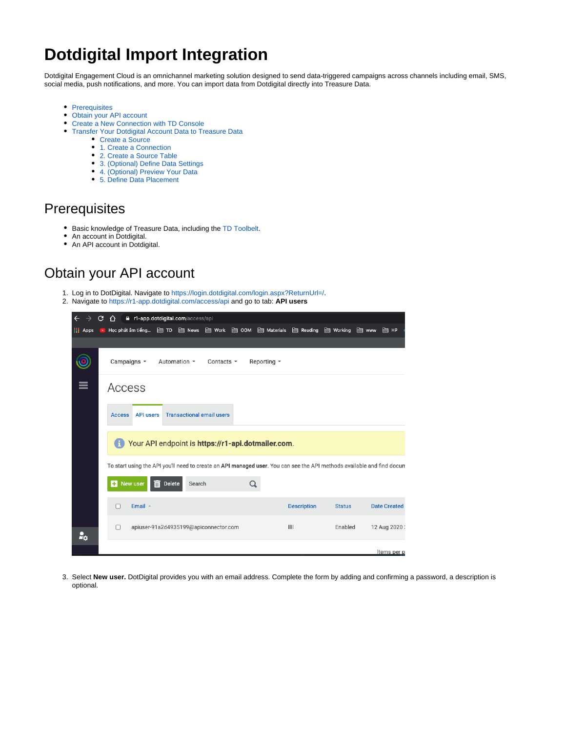# Dotdigital Import Integration

Dotdigital Engagement Cloud is an omnichannel marketing solution designed to send data-triggered campaigns across channels including email, SMS, social media, push notifications, and more. You can import data from Dotdigital directly into Treasure Data.

- Prerequisites
- Obtain your API account
- Create a New Connection with TD Console
- Transfer Your Dotdigital Account Data to Treasure Data
  - Create a Source
  - 1. Create a Connection
  - 2. Create a Source Table
  - 3. (Optional) Define Data Settings
  - 4. (Optional) Preview Your Data
  - 5. Define Data Placement

## Prerequisites

- Basic knowledge of Treasure Data, including the TD Toolbelt.
- An account in Dotdigital.
- An API account in Dotdigital.

## Obtain your API account

1. Log in to DotDigital. Navigate to https://login.dotdigital.com/login.aspx?ReturnUrl=/.
2. Navigate to https://r1-app.dotdigital.com/access/api and go to tab: **API users**

3. Select **New user.** DotDigital provides you with an email address. Complete the form by adding and confirming a password, a description is optional.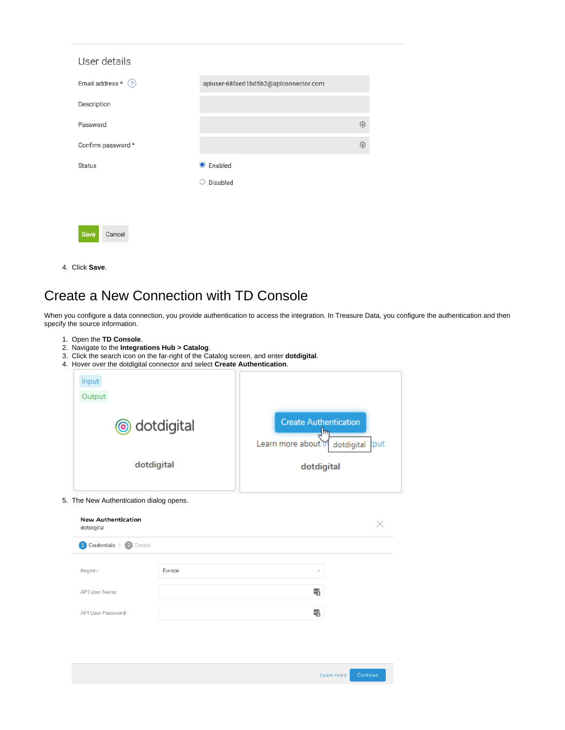4. Click **Save**.

# Create a New Connection with TD Console

When you configure a data connection, you provide authentication to access the integration. In Treasure Data, you configure the authentication and then specify the source information.

1. Open the **TD Console**.
2. Navigate to the **Integrations Hub > Catalog**.
3. Click the search icon on the far-right of the Catalog screen, and enter **dotdigital**.
4. Hover over the dotdigital connector and select **Create Authentication**.
5. The New Authentication dialog opens.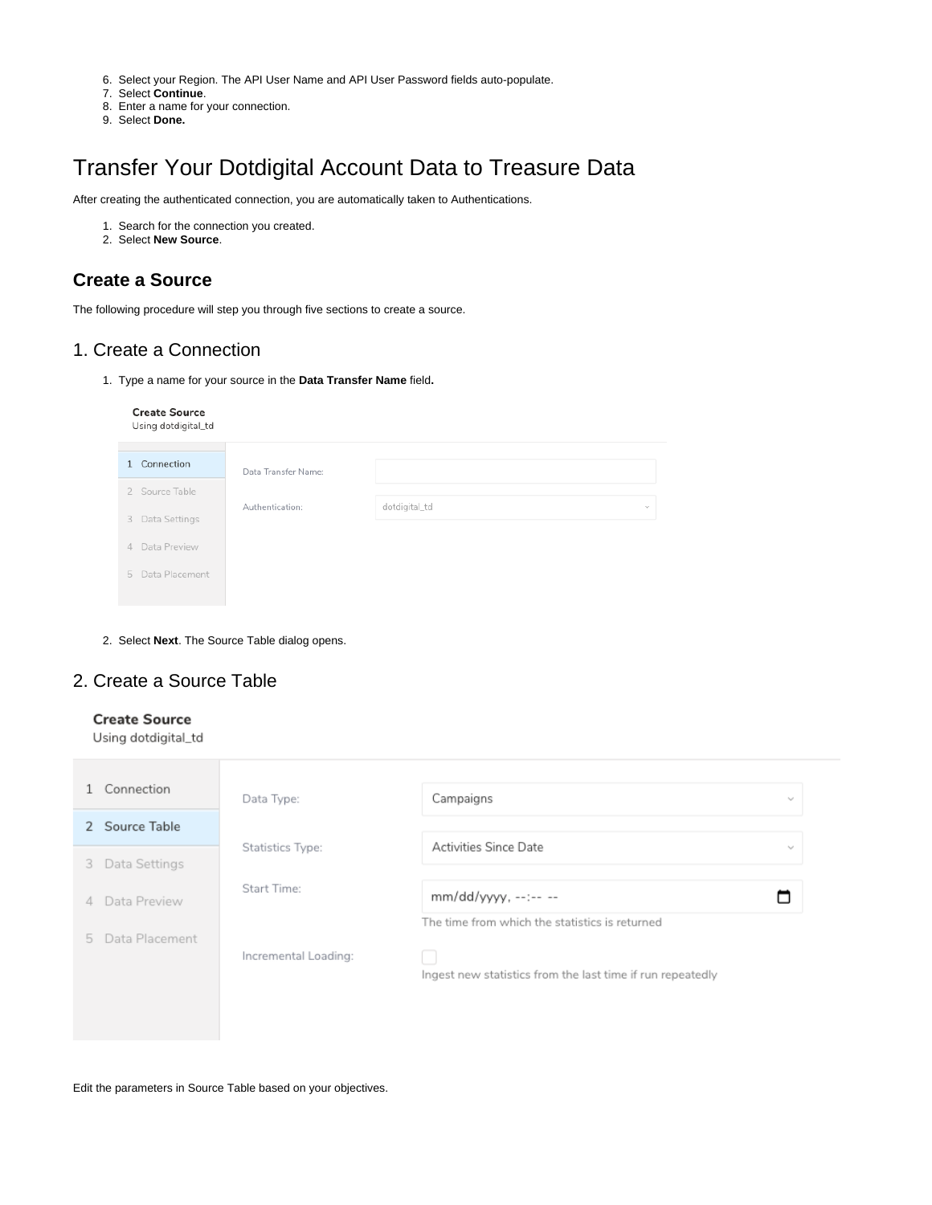6. Select your Region. The API User Name and API User Password fields auto-populate.
7. Select **Continue**.
8. Enter a name for your connection.
9. Select **Done.**

# Transfer Your Dotdigital Account Data to Treasure Data

After creating the authenticated connection, you are automatically taken to Authentications.

1. Search for the connection you created.
2. Select **New Source**.

## Create a Source

The following procedure will step you through five sections to create a source.

## 1. Create a Connection

1. Type a name for your source in the **Data Transfer Name** field**.**

2. Select **Next**. The Source Table dialog opens.

## 2. Create a Source Table

Edit the parameters in Source Table based on your objectives.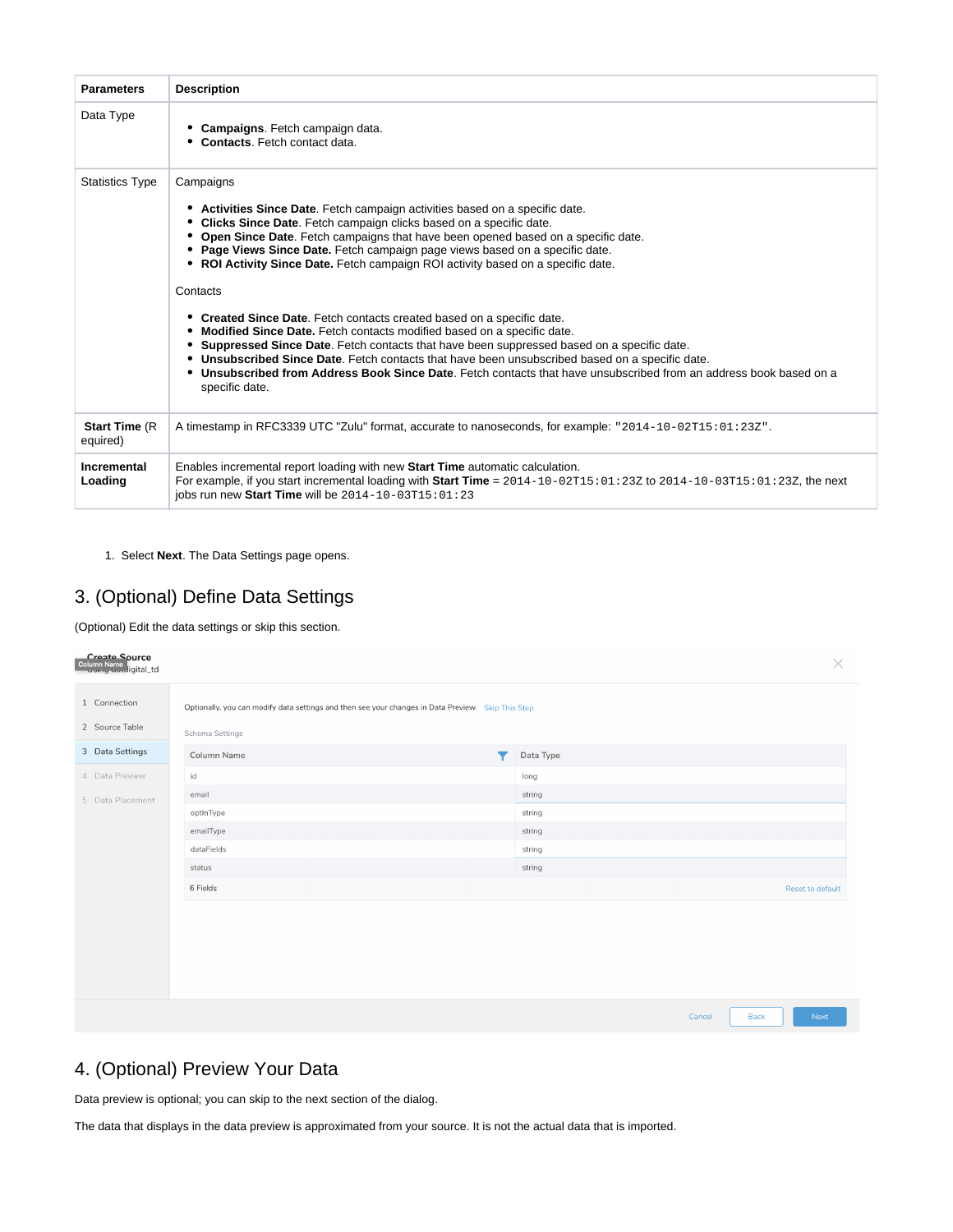| Parameters | Description |
| --- | --- |
| Data Type | • **Campaigns**. Fetch campaign data.<br>• **Contacts**. Fetch contact data. |
| Statistics Type | Campaigns<br><br>• **Activities Since Date**. Fetch campaign activities based on a specific date.<br>• **Clicks Since Date**. Fetch campaign clicks based on a specific date.<br>• **Open Since Date**. Fetch campaigns that have been opened based on a specific date.<br>• **Page Views Since Date.** Fetch campaign page views based on a specific date.<br>• **ROI Activity Since Date.** Fetch campaign ROI activity based on a specific date.<br><br>Contacts<br><br>• **Created Since Date**. Fetch contacts created based on a specific date.<br>• **Modified Since Date.** Fetch contacts modified based on a specific date.<br>• **Suppressed Since Date**. Fetch contacts that have been suppressed based on a specific date.<br>• **Unsubscribed Since Date**. Fetch contacts that have been unsubscribed based on a specific date.<br>• **Unsubscribed from Address Book Since Date**. Fetch contacts that have unsubscribed from an address book based on a specific date. |
| **Start Time** (Required) | A timestamp in RFC3339 UTC "Zulu" format, accurate to nanoseconds, for example: `"2014-10-02T15:01:23Z"`. |
| **Incremental Loading** | Enables incremental report loading with new **Start Time** automatic calculation.<br>For example, if you start incremental loading with **Start Time** = `2014-10-02T15:01:23Z` to `2014-10-03T15:01:23Z`, the next jobs run new **Start Time** will be `2014-10-03T15:01:23` |

1. Select **Next**. The Data Settings page opens.

## 3. (Optional) Define Data Settings

(Optional) Edit the data settings or skip this section.

Create Source
Using dotdigital_td

1 Connection
2 Source Table
3 Data Settings
4 Data Preview
5 Data Placement

Optionally, you can modify data settings and then see your changes in Data Preview. Skip This Step

Schema Settings

| Column Name | Data Type |
| --- | --- |
| id | long |
| email | string |
| optInType | string |
| emailType | string |
| dataFields | string |
| status | string |

6 Fields — Reset to default

Cancel | Back | Next

## 4. (Optional) Preview Your Data

Data preview is optional; you can skip to the next section of the dialog.

The data that displays in the data preview is approximated from your source. It is not the actual data that is imported.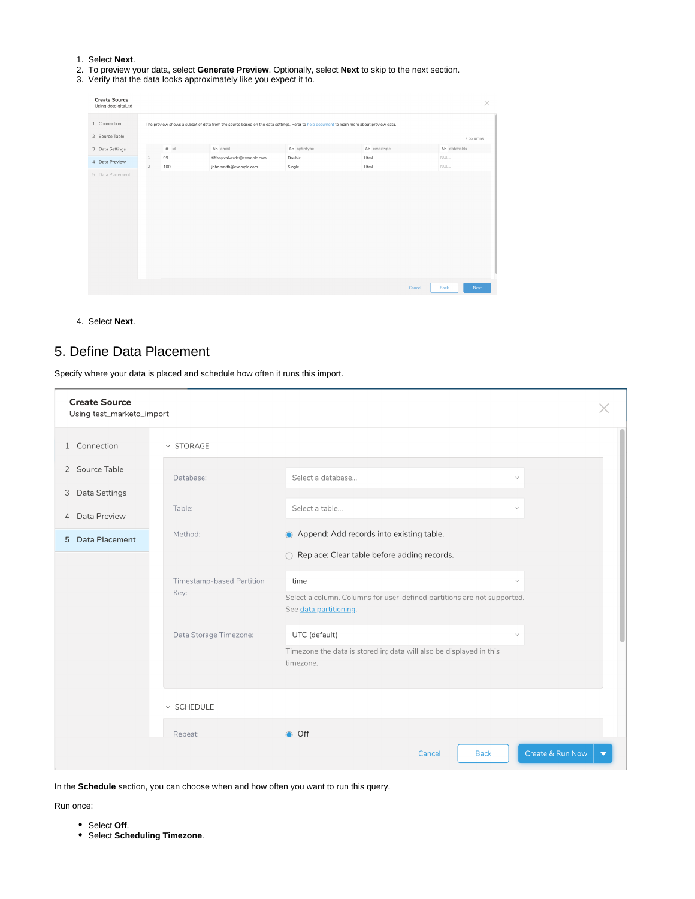1. Select **Next**.
2. To preview your data, select **Generate Preview**. Optionally, select **Next** to skip to the next section.
3. Verify that the data looks approximately like you expect it to.

4. Select **Next**.

## 5. Define Data Placement

Specify where your data is placed and schedule how often it runs this import.

In the **Schedule** section, you can choose when and how often you want to run this query.

Run once:

- Select **Off**.
- Select **Scheduling Timezone**.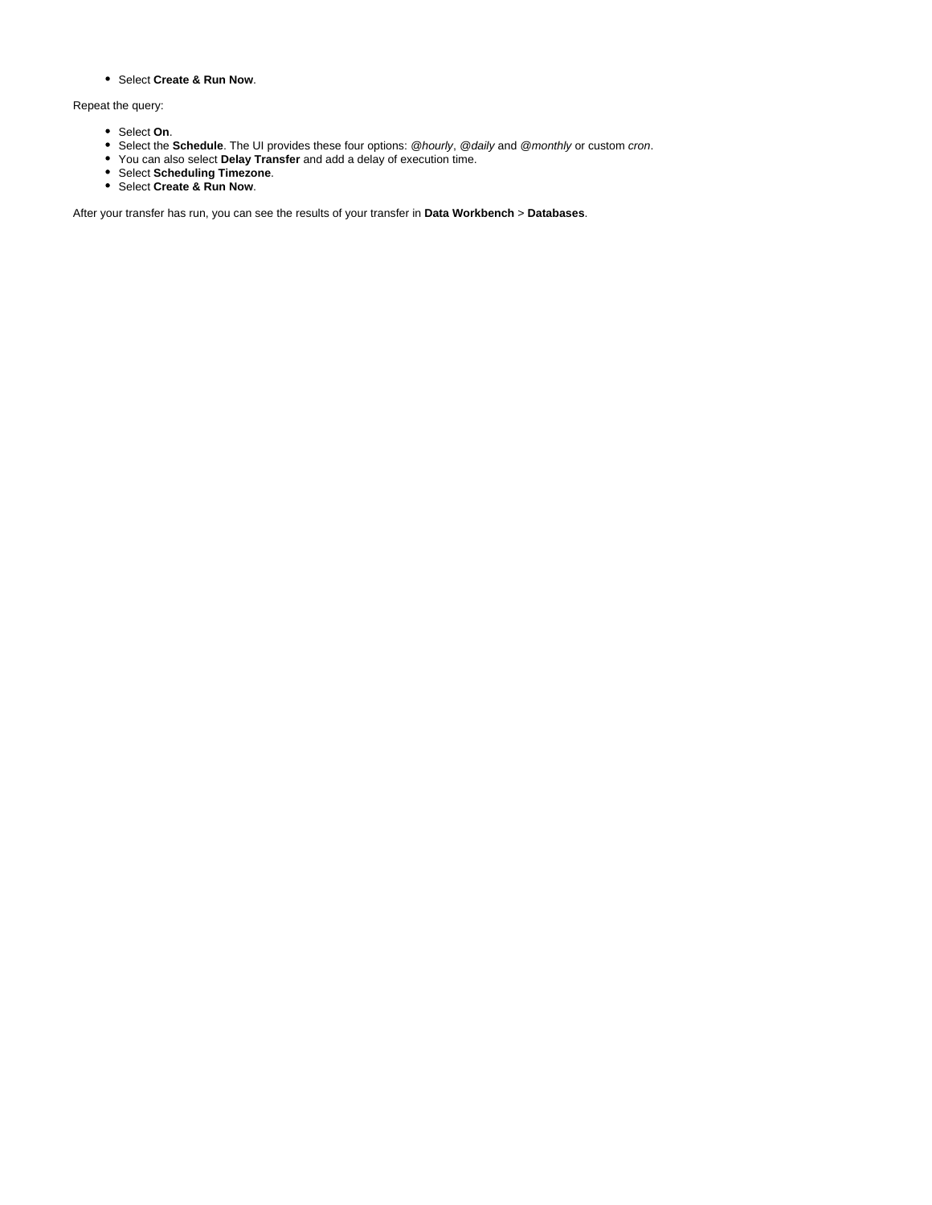- Select **Create & Run Now**.

Repeat the query:

- Select **On**.
- Select the **Schedule**. The UI provides these four options: *@hourly*, *@daily* and *@monthly* or custom *cron*.
- You can also select **Delay Transfer** and add a delay of execution time.
- Select **Scheduling Timezone**.
- Select **Create & Run Now**.

After your transfer has run, you can see the results of your transfer in **Data Workbench** > **Databases**.